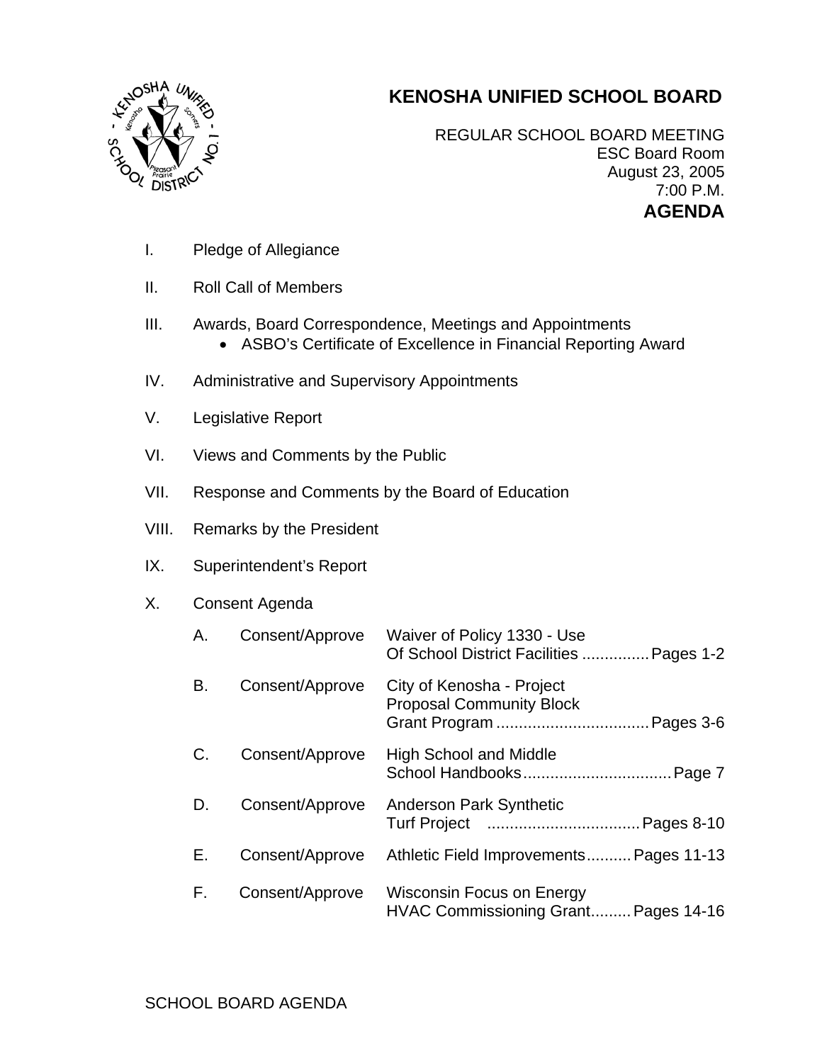# KENOSHA UNIFIED SCHOOL BOARD

REGULAR SCHOOL BOARD MEETING
ESC Board Room
August 23, 2005
7:00 P.M.

**AGENDA**

I. Pledge of Allegiance

II. Roll Call of Members

III. Awards, Board Correspondence, Meetings and Appointments
- ASBO's Certificate of Excellence in Financial Reporting Award

IV. Administrative and Supervisory Appointments

V. Legislative Report

VI. Views and Comments by the Public

VII. Response and Comments by the Board of Education

VIII. Remarks by the President

IX. Superintendent's Report

X. Consent Agenda

| | | | |
|---|---|---|---|
| A. | Consent/Approve | Waiver of Policy 1330 - Use Of School District Facilities | Pages 1-2 |
| B. | Consent/Approve | City of Kenosha - Project Proposal Community Block Grant Program | Pages 3-6 |
| C. | Consent/Approve | High School and Middle School Handbooks | Page 7 |
| D. | Consent/Approve | Anderson Park Synthetic Turf Project | Pages 8-10 |
| E. | Consent/Approve | Athletic Field Improvements | Pages 11-13 |
| F. | Consent/Approve | Wisconsin Focus on Energy HVAC Commissioning Grant | Pages 14-16 |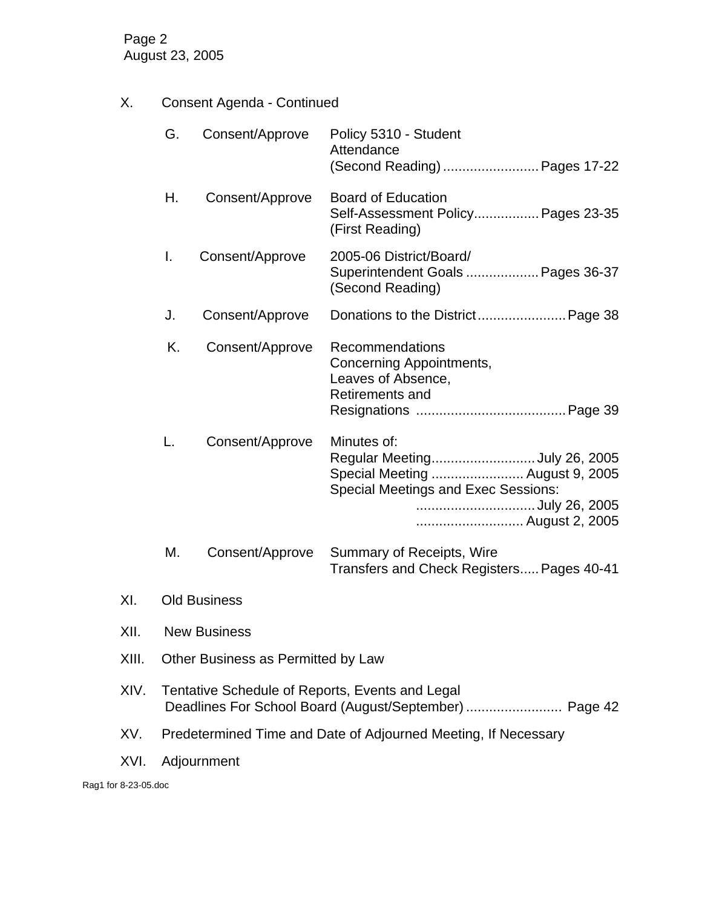X. Consent Agenda - Continued

| | | |
|---|---|---|
| G. | Consent/Approve | Policy 5310 - Student Attendance (Second Reading) ......................... Pages 17-22 |
| H. | Consent/Approve | Board of Education Self-Assessment Policy................. Pages 23-35 (First Reading) |
| I. | Consent/Approve | 2005-06 District/Board/ Superintendent Goals ................... Pages 36-37 (Second Reading) |
| J. | Consent/Approve | Donations to the District....................... Page 38 |
| K. | Consent/Approve | Recommendations Concerning Appointments, Leaves of Absence, Retirements and Resignations ....................................... Page 39 |
| L. | Consent/Approve | Minutes of: Regular Meeting........................... July 26, 2005; Special Meeting ........................ August 9, 2005; Special Meetings and Exec Sessions: ............................... July 26, 2005; ............................ August 2, 2005 |
| M. | Consent/Approve | Summary of Receipts, Wire Transfers and Check Registers..... Pages 40-41 |

XI. Old Business

XII. New Business

XIII. Other Business as Permitted by Law

XIV. Tentative Schedule of Reports, Events and Legal Deadlines For School Board (August/September) ......................... Page 42

XV. Predetermined Time and Date of Adjourned Meeting, If Necessary

XVI. Adjournment

Rag1 for 8-23-05.doc